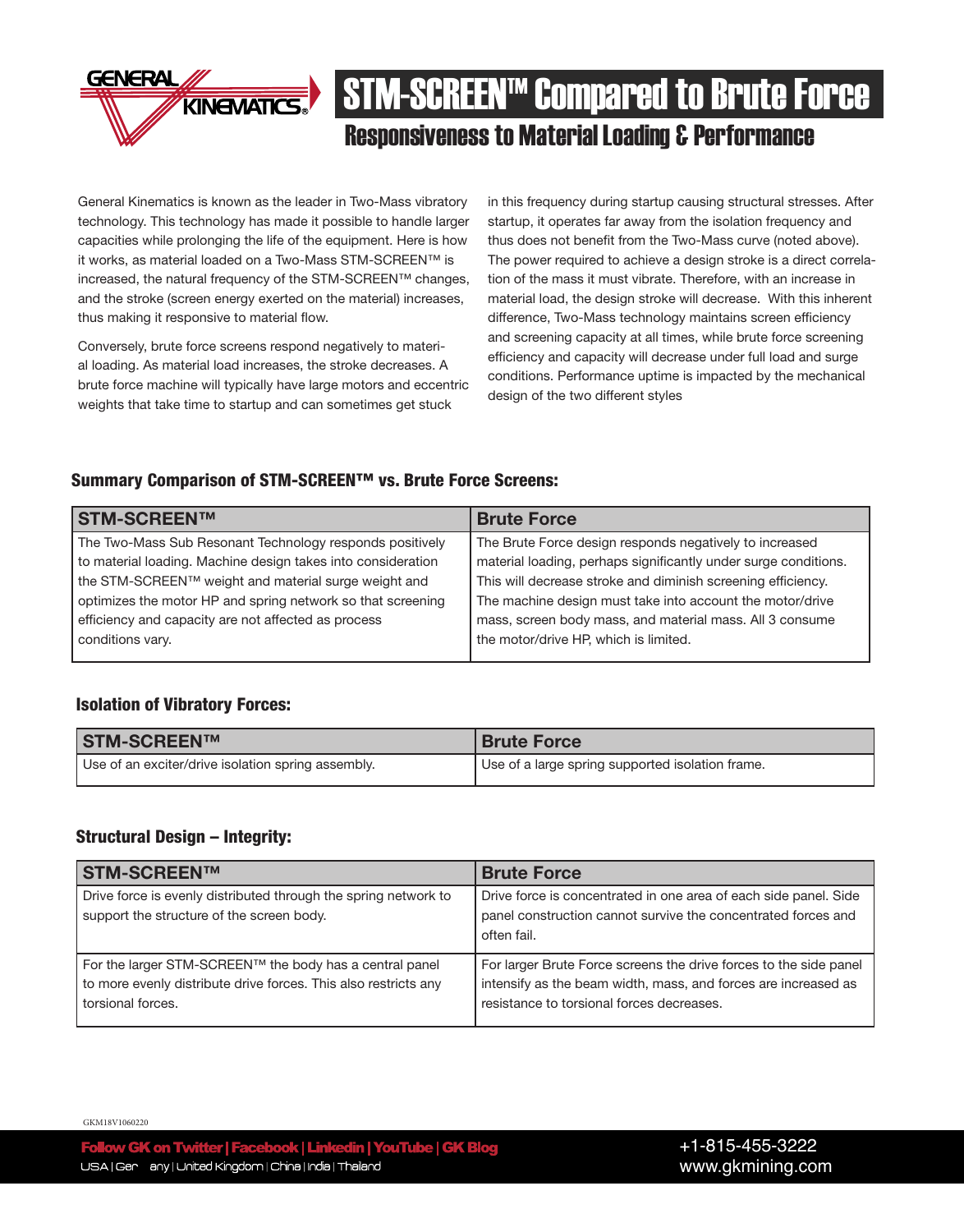# STM-SCREEN™ Compared to Brute Force

## Responsiveness to Material Loading & Performance

General Kinematics is known as the leader in Two-Mass vibratory technology. This technology has made it possible to handle larger capacities while prolonging the life of the equipment. Here is how it works, as material loaded on a Two-Mass STM-SCREEN™ is increased, the natural frequency of the STM-SCREEN™ changes, and the stroke (screen energy exerted on the material) increases, thus making it responsive to material flow.

Conversely, brute force screens respond negatively to material loading. As material load increases, the stroke decreases. A brute force machine will typically have large motors and eccentric weights that take time to startup and can sometimes get stuck in this frequency during startup causing structural stresses. After startup, it operates far away from the isolation frequency and thus does not benefit from the Two-Mass curve (noted above). The power required to achieve a design stroke is a direct correlation of the mass it must vibrate. Therefore, with an increase in material load, the design stroke will decrease. With this inherent difference, Two-Mass technology maintains screen efficiency and screening capacity at all times, while brute force screening efficiency and capacity will decrease under full load and surge conditions. Performance uptime is impacted by the mechanical design of the two different styles

### Summary Comparison of STM-SCREEN™ vs. Brute Force Screens:

| STM-SCREEN™ | Brute Force |
| --- | --- |
| The Two-Mass Sub Resonant Technology responds positively to material loading. Machine design takes into consideration the STM-SCREEN™ weight and material surge weight and optimizes the motor HP and spring network so that screening efficiency and capacity are not affected as process conditions vary. | The Brute Force design responds negatively to increased material loading, perhaps significantly under surge conditions. This will decrease stroke and diminish screening efficiency. The machine design must take into account the motor/drive mass, screen body mass, and material mass. All 3 consume the motor/drive HP, which is limited. |

### Isolation of Vibratory Forces:

| STM-SCREEN™ | Brute Force |
| --- | --- |
| Use of an exciter/drive isolation spring assembly. | Use of a large spring supported isolation frame. |

### Structural Design – Integrity:

| STM-SCREEN™ | Brute Force |
| --- | --- |
| Drive force is evenly distributed through the spring network to support the structure of the screen body. | Drive force is concentrated in one area of each side panel. Side panel construction cannot survive the concentrated forces and often fail. |
| For the larger STM-SCREEN™ the body has a central panel to more evenly distribute drive forces. This also restricts any torsional forces. | For larger Brute Force screens the drive forces to the side panel intensify as the beam width, mass, and forces are increased as resistance to torsional forces decreases. |

GKM18V1060220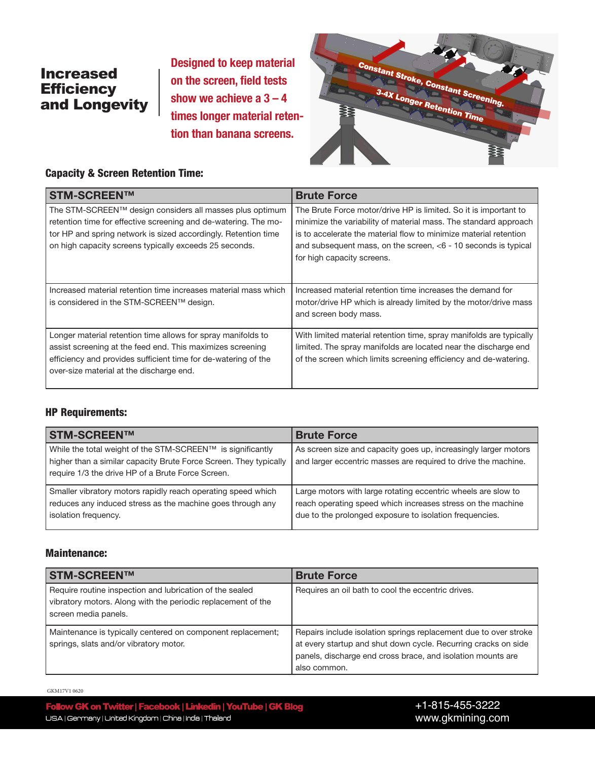## Increased Efficiency and Longevity

**Designed to keep material on the screen, field tests show we achieve a 3 – 4 times longer material retention than banana screens.**

### Capacity & Screen Retention Time:

| STM-SCREEN™ | Brute Force |
|---|---|
| The STM-SCREEN™ design considers all masses plus optimum retention time for effective screening and de-watering. The motor HP and spring network is sized accordingly. Retention time on high capacity screens typically exceeds 25 seconds. | The Brute Force motor/drive HP is limited. So it is important to minimize the variability of material mass. The standard approach is to accelerate the material flow to minimize material retention and subsequent mass, on the screen, <6 - 10 seconds is typical for high capacity screens. |
| Increased material retention time increases material mass which is considered in the STM-SCREEN™ design. | Increased material retention time increases the demand for motor/drive HP which is already limited by the motor/drive mass and screen body mass. |
| Longer material retention time allows for spray manifolds to assist screening at the feed end. This maximizes screening efficiency and provides sufficient time for de-watering of the over-size material at the discharge end. | With limited material retention time, spray manifolds are typically limited. The spray manifolds are located near the discharge end of the screen which limits screening efficiency and de-watering. |

### HP Requirements:

| STM-SCREEN™ | Brute Force |
|---|---|
| While the total weight of the STM-SCREEN™ is significantly higher than a similar capacity Brute Force Screen. They typically require 1/3 the drive HP of a Brute Force Screen. | As screen size and capacity goes up, increasingly larger motors and larger eccentric masses are required to drive the machine. |
| Smaller vibratory motors rapidly reach operating speed which reduces any induced stress as the machine goes through any isolation frequency. | Large motors with large rotating eccentric wheels are slow to reach operating speed which increases stress on the machine due to the prolonged exposure to isolation frequencies. |

### Maintenance:

| STM-SCREEN™ | Brute Force |
|---|---|
| Require routine inspection and lubrication of the sealed vibratory motors. Along with the periodic replacement of the screen media panels. | Requires an oil bath to cool the eccentric drives. |
| Maintenance is typically centered on component replacement; springs, slats and/or vibratory motor. | Repairs include isolation springs replacement due to over stroke at every startup and shut down cycle. Recurring cracks on side panels, discharge end cross brace, and isolation mounts are also common. |

GKM17V1 0620

Follow GK on Twitter | Facebook | Linkedin | YouTube | GK Blog
USA | Germany | United Kingdom | China | India | Thailand

+1-815-455-3222
www.gkmining.com